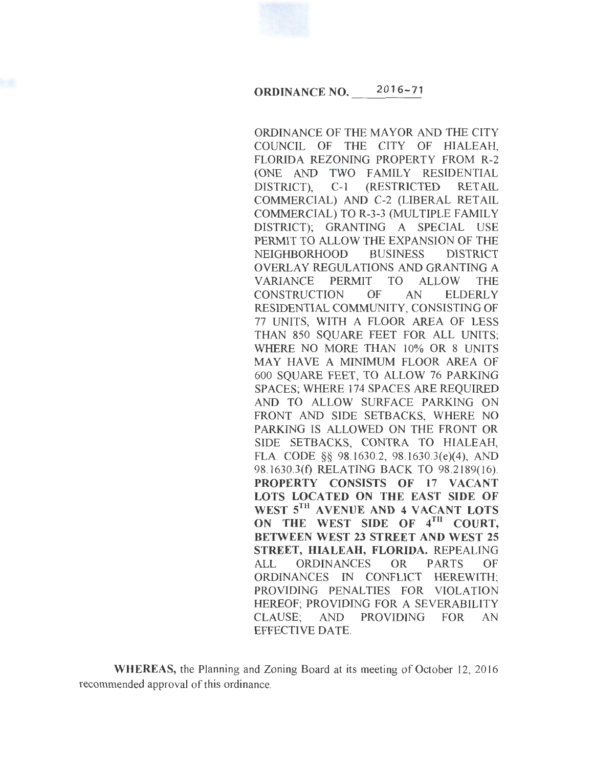# ORDINANCE NO. 2016-71

ORDINANCE OF THE MAYOR AND THE CITY COUNCIL OF THE CITY OF HIALEAH, FLORIDA REZONING PROPERTY FROM R-2 (ONE AND TWO FAMILY RESIDENTIAL DISTRICT), C-1 (RESTRICTED RETAIL COMMERCIAL) AND C-2 (LIBERAL RETAIL COMMERCIAL) TO R-3-3 (MULTIPLE FAMILY DISTRICT); GRANTING A SPECIAL USE PERMIT TO ALLOW THE EXPANSION OF THE NEIGHBORHOOD BUSINESS DISTRICT OVERLAY REGULATIONS AND GRANTING A VARIANCE PERMIT TO ALLOW THE CONSTRUCTION OF AN ELDERLY RESIDENTIAL COMMUNITY, CONSISTING OF 77 UNITS, WITH A FLOOR AREA OF LESS THAN 850 SQUARE FEET FOR ALL UNITS; WHERE NO MORE THAN 10% OR 8 UNITS MAY HAVE A MINIMUM FLOOR AREA OF 600 SQUARE FEET, TO ALLOW 76 PARKING SPACES; WHERE 174 SPACES ARE REQUIRED AND TO ALLOW SURFACE PARKING ON FRONT AND SIDE SETBACKS, WHERE NO PARKING IS ALLOWED ON THE FRONT OR SIDE SETBACKS, CONTRA TO HIALEAH, FLA. CODE §§ 98.1630.2, 98.1630.3(e)(4), AND 98.1630.3(f) RELATING BACK TO 98.2189(16). **PROPERTY CONSISTS OF 17 VACANT LOTS LOCATED ON THE EAST SIDE OF WEST 5TH AVENUE AND 4 VACANT LOTS ON THE WEST SIDE OF 4TH COURT, BETWEEN WEST 23 STREET AND WEST 25 STREET, HIALEAH, FLORIDA.** REPEALING ALL ORDINANCES OR PARTS OF ORDINANCES IN CONFLICT HEREWITH; PROVIDING PENALTIES FOR VIOLATION HEREOF; PROVIDING FOR A SEVERABILITY CLAUSE; AND PROVIDING FOR AN EFFECTIVE DATE.

**WHEREAS,** the Planning and Zoning Board at its meeting of October 12, 2016 recommended approval of this ordinance.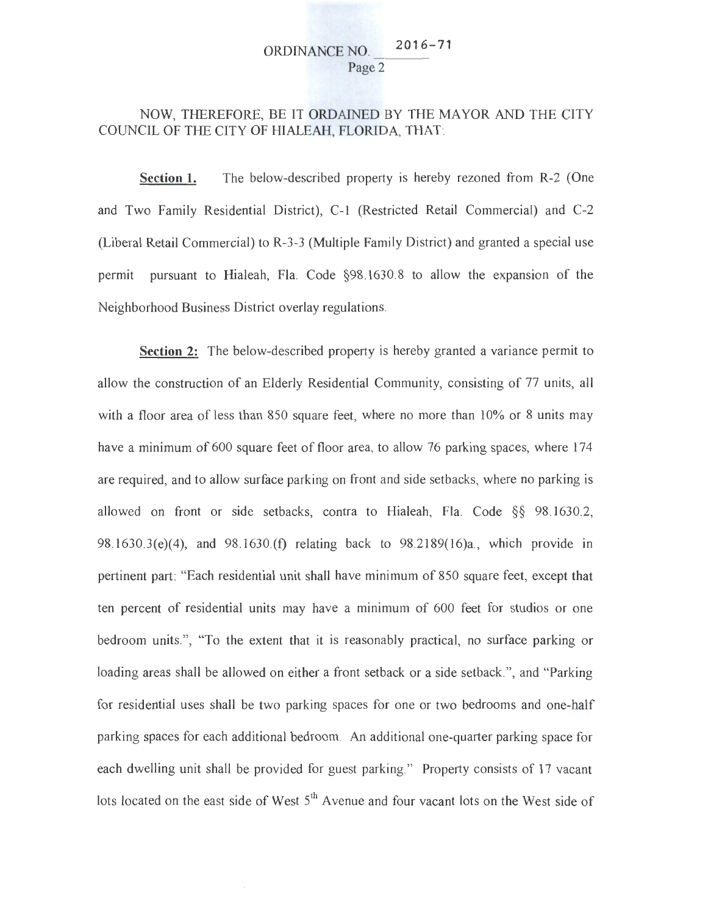NOW, THEREFORE, BE IT ORDAINED BY THE MAYOR AND THE CITY COUNCIL OF THE CITY OF HIALEAH, FLORIDA, THAT:

**Section 1.** The below-described property is hereby rezoned from R-2 (One and Two Family Residential District), C-1 (Restricted Retail Commercial) and C-2 (Liberal Retail Commercial) to R-3-3 (Multiple Family District) and granted a special use permit pursuant to Hialeah, Fla. Code §98.1630.8 to allow the expansion of the Neighborhood Business District overlay regulations.

**Section 2:** The below-described property is hereby granted a variance permit to allow the construction of an Elderly Residential Community, consisting of 77 units, all with a floor area of less than 850 square feet, where no more than 10% or 8 units may have a minimum of 600 square feet of floor area, to allow 76 parking spaces, where 174 are required, and to allow surface parking on front and side setbacks, where no parking is allowed on front or side setbacks, contra to Hialeah, Fla. Code §§ 98.1630.2, 98.1630.3(e)(4), and 98.1630.(f) relating back to 98.2189(16)a., which provide in pertinent part: "Each residential unit shall have minimum of 850 square feet, except that ten percent of residential units may have a minimum of 600 feet for studios or one bedroom units.", "To the extent that it is reasonably practical, no surface parking or loading areas shall be allowed on either a front setback or a side setback.", and "Parking for residential uses shall be two parking spaces for one or two bedrooms and one-half parking spaces for each additional bedroom. An additional one-quarter parking space for each dwelling unit shall be provided for guest parking." Property consists of 17 vacant lots located on the east side of West 5th Avenue and four vacant lots on the West side of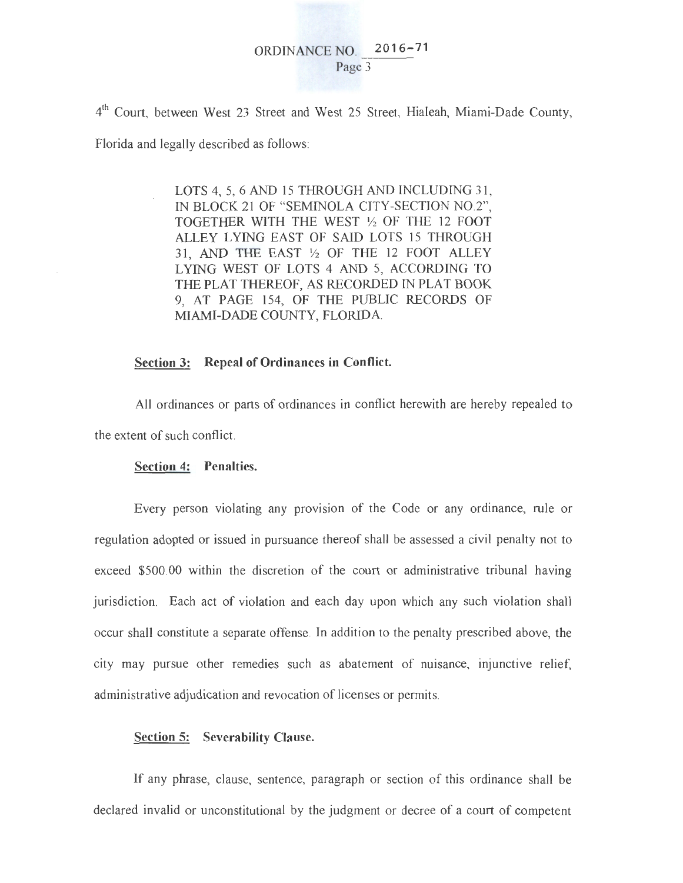4th Court, between West 23 Street and West 25 Street, Hialeah, Miami-Dade County, Florida and legally described as follows:

> LOTS 4, 5, 6 AND 15 THROUGH AND INCLUDING 31, IN BLOCK 21 OF "SEMINOLA CITY-SECTION NO.2", TOGETHER WITH THE WEST ½ OF THE 12 FOOT ALLEY LYING EAST OF SAID LOTS 15 THROUGH 31, AND THE EAST ½ OF THE 12 FOOT ALLEY LYING WEST OF LOTS 4 AND 5, ACCORDING TO THE PLAT THEREOF, AS RECORDED IN PLAT BOOK 9, AT PAGE 154, OF THE PUBLIC RECORDS OF MIAMI-DADE COUNTY, FLORIDA.

**Section 3: Repeal of Ordinances in Conflict.**

All ordinances or parts of ordinances in conflict herewith are hereby repealed to the extent of such conflict.

**Section 4: Penalties.**

Every person violating any provision of the Code or any ordinance, rule or regulation adopted or issued in pursuance thereof shall be assessed a civil penalty not to exceed $500.00 within the discretion of the court or administrative tribunal having jurisdiction. Each act of violation and each day upon which any such violation shall occur shall constitute a separate offense. In addition to the penalty prescribed above, the city may pursue other remedies such as abatement of nuisance, injunctive relief, administrative adjudication and revocation of licenses or permits.

**Section 5: Severability Clause.**

If any phrase, clause, sentence, paragraph or section of this ordinance shall be declared invalid or unconstitutional by the judgment or decree of a court of competent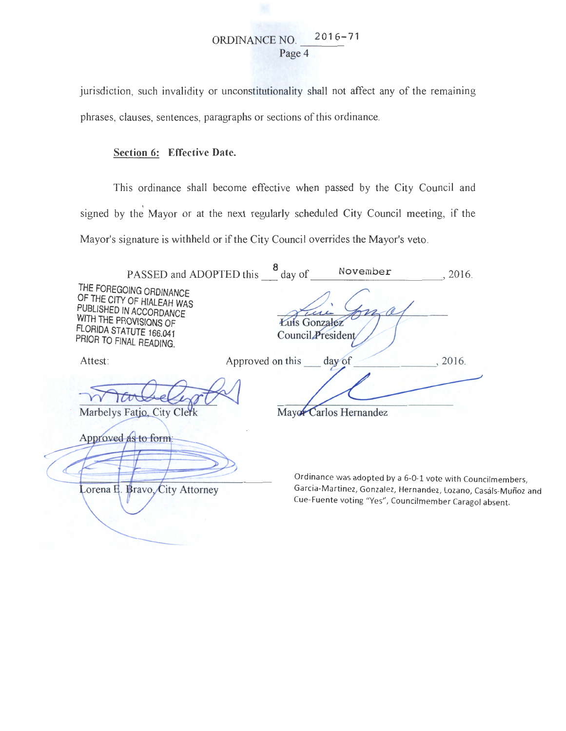ORDINANCE NO. 2016-71

jurisdiction, such invalidity or unconstitutionality shall not affect any of the remaining phrases, clauses, sentences, paragraphs or sections of this ordinance.

**Section 6: Effective Date.**

This ordinance shall become effective when passed by the City Council and signed by the Mayor or at the next regularly scheduled City Council meeting, if the Mayor's signature is withheld or if the City Council overrides the Mayor's veto.

PASSED and ADOPTED this 8 day of November, 2016.

THE FOREGOING ORDINANCE OF THE CITY OF HIALEAH WAS PUBLISHED IN ACCORDANCE WITH THE PROVISIONS OF FLORIDA STATUTE 166.041 PRIOR TO FINAL READING.

Luis Gonzalez
Council President

Attest:

Approved on this ___ day of ______________, 2016.

Marbelys Fatjo, City Clerk

Mayor Carlos Hernandez

Approved as to form:

Lorena E. Bravo, City Attorney

Ordinance was adopted by a 6-0-1 vote with Councilmembers, Garcia-Martinez, Gonzalez, Hernandez, Lozano, Casáls-Muñoz and Cue-Fuente voting "Yes", Councilmember Caragol absent.